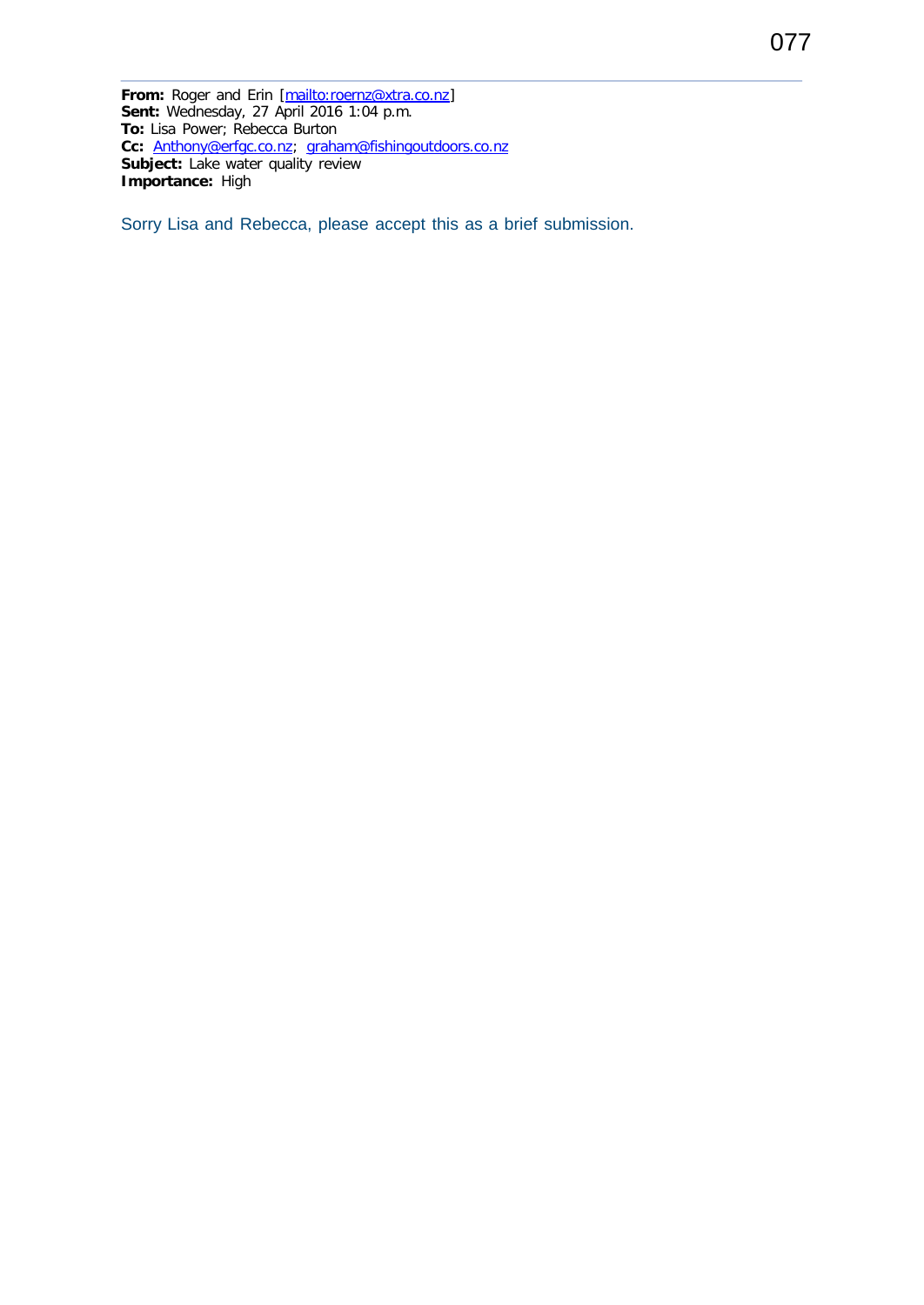**From:** Roger and Erin [mailto:roernz@xtra.co.nz]
**Sent:** Wednesday, 27 April 2016 1:04 p.m.
**To:** Lisa Power; Rebecca Burton
**Cc:** Anthony@erfgc.co.nz; graham@fishingoutdoors.co.nz
**Subject:** Lake water quality review
**Importance:** High

Sorry Lisa and Rebecca, please accept this as a brief submission.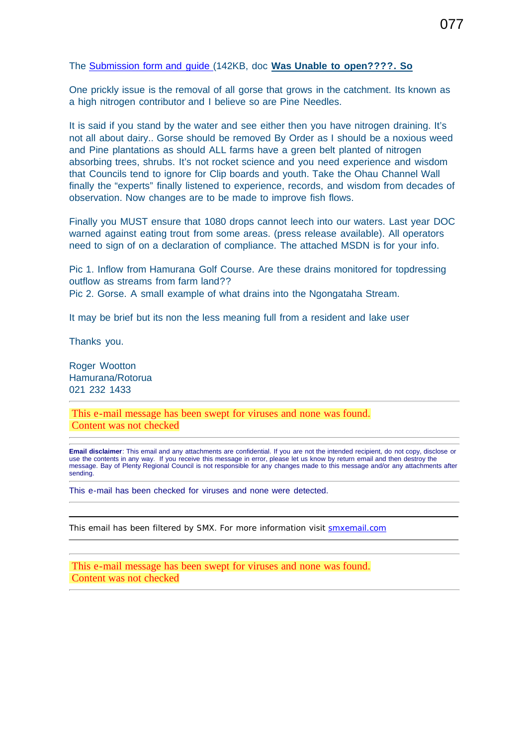The [Submission form and guide ](#)(142KB, doc **Was Unable to open????. So**

One prickly issue is the removal of all gorse that grows in the catchment. Its known as a high nitrogen contributor and I believe so are Pine Needles.

It is said if you stand by the water and see either then you have nitrogen draining. It's not all about dairy.. Gorse should be removed By Order as I should be a noxious weed and Pine plantations as should ALL farms have a green belt planted of nitrogen absorbing trees, shrubs. It's not rocket science and you need experience and wisdom that Councils tend to ignore for Clip boards and youth. Take the Ohau Channel Wall finally the "experts" finally listened to experience, records, and wisdom from decades of observation. Now changes are to be made to improve fish flows.

Finally you MUST ensure that 1080 drops cannot leech into our waters. Last year DOC warned against eating trout from some areas. (press release available). All operators need to sign of on a declaration of compliance. The attached MSDN is for your info.

Pic 1. Inflow from Hamurana Golf Course. Are these drains monitored for topdressing outflow as streams from farm land??
Pic 2. Gorse. A small example of what drains into the Ngongataha Stream.

It may be brief but its non the less meaning full from a resident and lake user

Thanks you.

Roger Wootton
Hamurana/Rotorua
021 232 1433

---

This e-mail message has been swept for viruses and none was found.
Content was not checked

---

**Email disclaimer**: This email and any attachments are confidential. If you are not the intended recipient, do not copy, disclose or use the contents in any way. If you receive this message in error, please let us know by return email and then destroy the message. Bay of Plenty Regional Council is not responsible for any changes made to this message and/or any attachments after sending.

---

This e-mail has been checked for viruses and none were detected.

---

This email has been filtered by SMX. For more information visit [smxemail.com](#)

---

This e-mail message has been swept for viruses and none was found.
Content was not checked